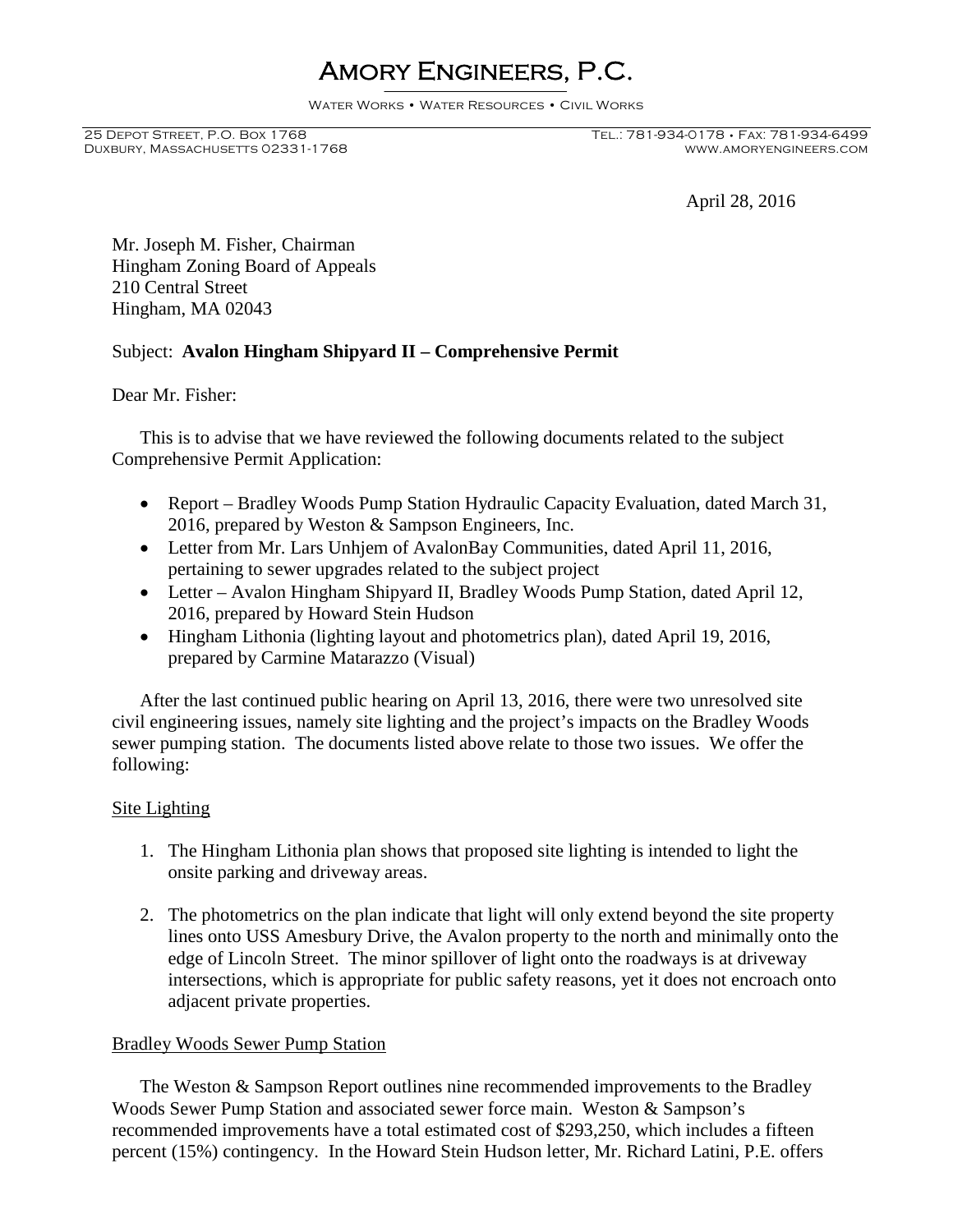# Amory Engineers, P.C.

Water Works • Water Resources • Civil Works

25 Depot Street, P.O. Box 1768
Duxbury, Massachusetts 02331-1768

Tel.: 781-934-0178 • Fax: 781-934-6499
www.amoryengineers.com

April 28, 2016

Mr. Joseph M. Fisher, Chairman
Hingham Zoning Board of Appeals
210 Central Street
Hingham, MA 02043

Subject: **Avalon Hingham Shipyard II – Comprehensive Permit**

Dear Mr. Fisher:

This is to advise that we have reviewed the following documents related to the subject Comprehensive Permit Application:

- Report – Bradley Woods Pump Station Hydraulic Capacity Evaluation, dated March 31, 2016, prepared by Weston & Sampson Engineers, Inc.
- Letter from Mr. Lars Unhjem of AvalonBay Communities, dated April 11, 2016, pertaining to sewer upgrades related to the subject project
- Letter – Avalon Hingham Shipyard II, Bradley Woods Pump Station, dated April 12, 2016, prepared by Howard Stein Hudson
- Hingham Lithonia (lighting layout and photometrics plan), dated April 19, 2016, prepared by Carmine Matarazzo (Visual)

After the last continued public hearing on April 13, 2016, there were two unresolved site civil engineering issues, namely site lighting and the project's impacts on the Bradley Woods sewer pumping station. The documents listed above relate to those two issues. We offer the following:

<u>Site Lighting</u>

1. The Hingham Lithonia plan shows that proposed site lighting is intended to light the onsite parking and driveway areas.

2. The photometrics on the plan indicate that light will only extend beyond the site property lines onto USS Amesbury Drive, the Avalon property to the north and minimally onto the edge of Lincoln Street. The minor spillover of light onto the roadways is at driveway intersections, which is appropriate for public safety reasons, yet it does not encroach onto adjacent private properties.

<u>Bradley Woods Sewer Pump Station</u>

The Weston & Sampson Report outlines nine recommended improvements to the Bradley Woods Sewer Pump Station and associated sewer force main. Weston & Sampson's recommended improvements have a total estimated cost of $293,250, which includes a fifteen percent (15%) contingency. In the Howard Stein Hudson letter, Mr. Richard Latini, P.E. offers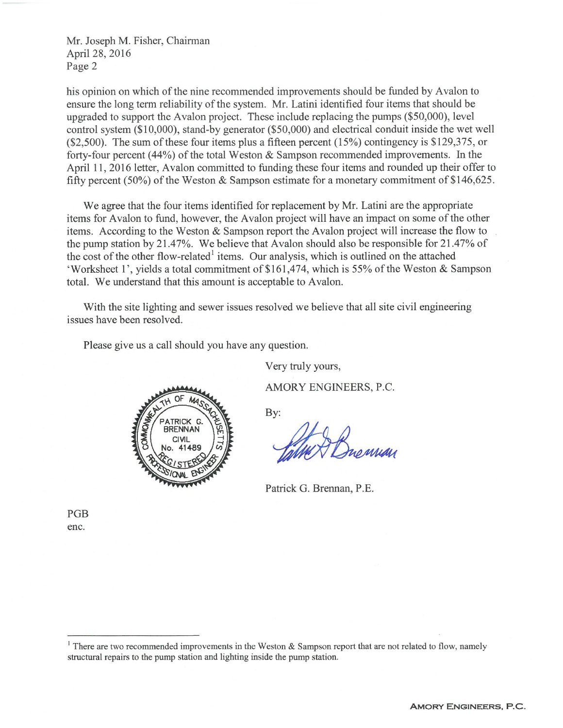Mr. Joseph M. Fisher, Chairman
April 28, 2016

his opinion on which of the nine recommended improvements should be funded by Avalon to ensure the long term reliability of the system. Mr. Latini identified four items that should be upgraded to support the Avalon project. These include replacing the pumps ($50,000), level control system ($10,000), stand-by generator ($50,000) and electrical conduit inside the wet well ($2,500). The sum of these four items plus a fifteen percent (15%) contingency is $129,375, or forty-four percent (44%) of the total Weston & Sampson recommended improvements. In the April 11, 2016 letter, Avalon committed to funding these four items and rounded up their offer to fifty percent (50%) of the Weston & Sampson estimate for a monetary commitment of $146,625.

We agree that the four items identified for replacement by Mr. Latini are the appropriate items for Avalon to fund, however, the Avalon project will have an impact on some of the other items. According to the Weston & Sampson report the Avalon project will increase the flow to the pump station by 21.47%. We believe that Avalon should also be responsible for 21.47% of the cost of the other flow-related[1] items. Our analysis, which is outlined on the attached 'Worksheet 1', yields a total commitment of $161,474, which is 55% of the Weston & Sampson total. We understand that this amount is acceptable to Avalon.

With the site lighting and sewer issues resolved we believe that all site civil engineering issues have been resolved.

Please give us a call should you have any question.

Very truly yours,

AMORY ENGINEERS, P.C.

By:

Patrick G. Brennan, P.E.

PGB
enc.

[1] There are two recommended improvements in the Weston & Sampson report that are not related to flow, namely structural repairs to the pump station and lighting inside the pump station.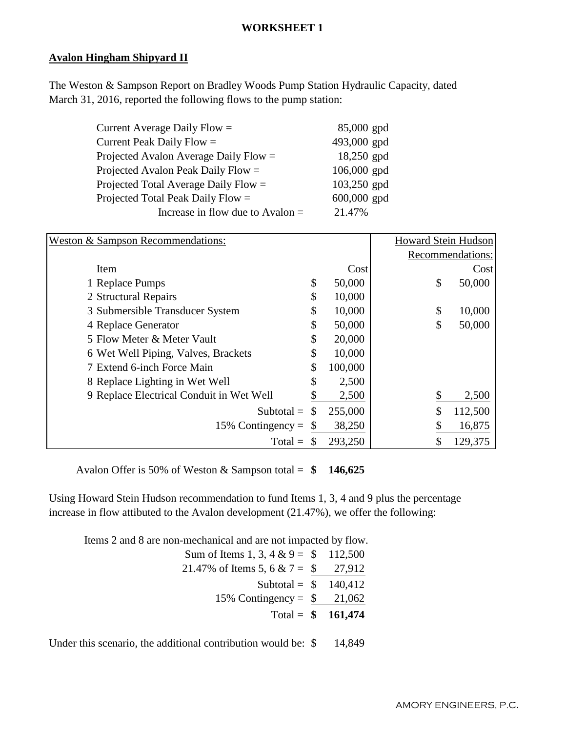## WORKSHEET 1

**Avalon Hingham Shipyard II**

The Weston & Sampson Report on Bradley Woods Pump Station Hydraulic Capacity, dated March 31, 2016, reported the following flows to the pump station:

| | |
|---|---|
| Current Average Daily Flow = | 85,000 gpd |
| Current Peak Daily Flow = | 493,000 gpd |
| Projected Avalon Average Daily Flow = | 18,250 gpd |
| Projected Avalon Peak Daily Flow = | 106,000 gpd |
| Projected Total Average Daily Flow = | 103,250 gpd |
| Projected Total Peak Daily Flow = | 600,000 gpd |
| Increase in flow due to Avalon = | 21.47% |

| Weston & Sampson Recommendations: | | Howard Stein Hudson Recommendations: |
|---|---|---|
| Item | Cost | Cost |
| 1 Replace Pumps | $ 50,000 | $ 50,000 |
| 2 Structural Repairs | $ 10,000 | |
| 3 Submersible Transducer System | $ 10,000 | $ 10,000 |
| 4 Replace Generator | $ 50,000 | $ 50,000 |
| 5 Flow Meter & Meter Vault | $ 20,000 | |
| 6 Wet Well Piping, Valves, Brackets | $ 10,000 | |
| 7 Extend 6-inch Force Main | $ 100,000 | |
| 8 Replace Lighting in Wet Well | $ 2,500 | |
| 9 Replace Electrical Conduit in Wet Well | $ 2,500 | $ 2,500 |
| Subtotal = | $ 255,000 | $ 112,500 |
| 15% Contingency = | $ 38,250 | $ 16,875 |
| Total = | $ 293,250 | $ 129,375 |

Avalon Offer is 50% of Weston & Sampson total = **$ 146,625**

Using Howard Stein Hudson recommendation to fund Items 1, 3, 4 and 9 plus the percentage increase in flow attibuted to the Avalon development (21.47%), we offer the following:

Items 2 and 8 are non-mechanical and are not impacted by flow.

| | |
|---|---|
| Sum of Items 1, 3, 4 & 9 = | $ 112,500 |
| 21.47% of Items 5, 6 & 7 = | $ 27,912 |
| Subtotal = | $ 140,412 |
| 15% Contingency = | $ 21,062 |
| Total = | **$ 161,474** |

Under this scenario, the additional contribution would be: $ 14,849